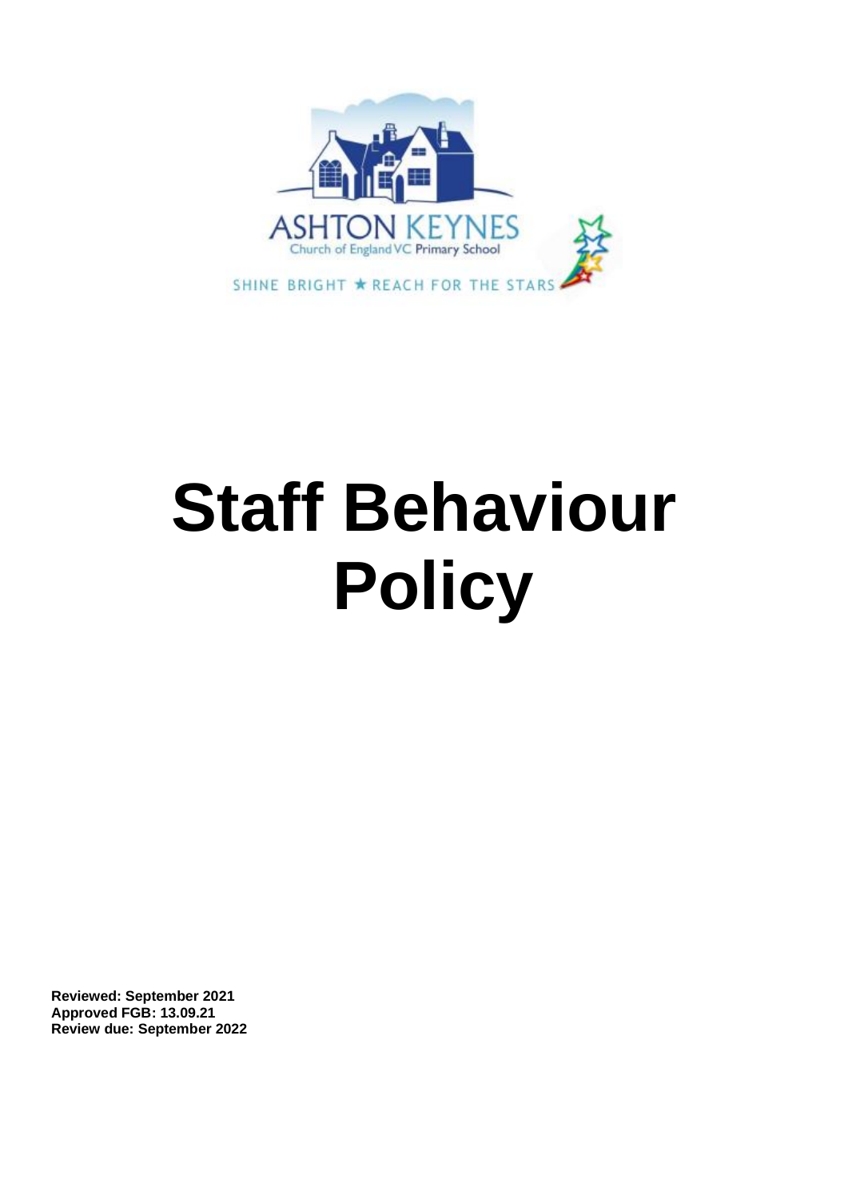ASHTON KEYNES
Church of England VC Primary School

SHINE BRIGHT ★ REACH FOR THE STARS

# Staff Behaviour Policy

**Reviewed: September 2021**
**Approved FGB: 13.09.21**
**Review due: September 2022**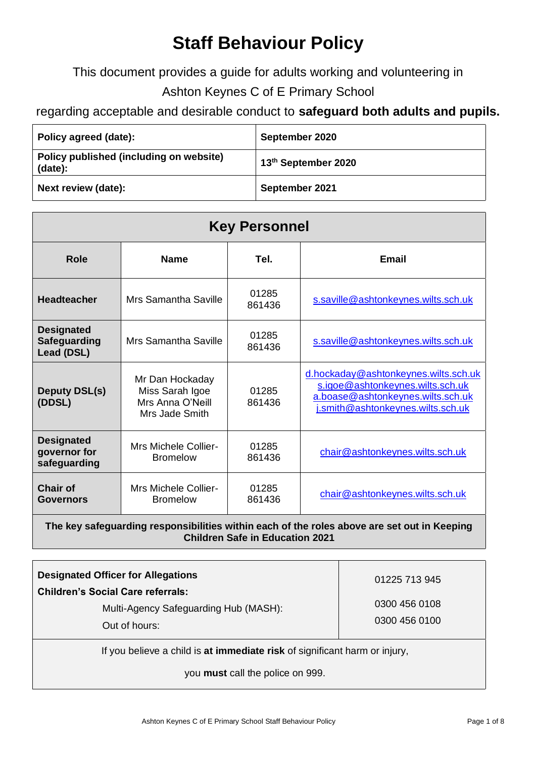# Staff Behaviour Policy

This document provides a guide for adults working and volunteering in

Ashton Keynes C of E Primary School

regarding acceptable and desirable conduct to **safeguard both adults and pupils.**

| **Policy agreed (date):** | **September 2020** |
|---|---|
| **Policy published (including on website) (date):** | **13th September 2020** |
| **Next review (date):** | **September 2021** |

| **Key Personnel** | | | |
|---|---|---|---|
| **Role** | **Name** | **Tel.** | **Email** |
| **Headteacher** | Mrs Samantha Saville | 01285 861436 | s.saville@ashtonkeynes.wilts.sch.uk |
| **Designated Safeguarding Lead (DSL)** | Mrs Samantha Saville | 01285 861436 | s.saville@ashtonkeynes.wilts.sch.uk |
| **Deputy DSL(s) (DDSL)** | Mr Dan Hockaday<br>Miss Sarah Igoe<br>Mrs Anna O'Neill<br>Mrs Jade Smith | 01285 861436 | d.hockaday@ashtonkeynes.wilts.sch.uk<br>s.igoe@ashtonkeynes.wilts.sch.uk<br>a.boase@ashtonkeynes.wilts.sch.uk<br>j.smith@ashtonkeynes.wilts.sch.uk |
| **Designated governor for safeguarding** | Mrs Michele Collier-Bromelow | 01285 861436 | chair@ashtonkeynes.wilts.sch.uk |
| **Chair of Governors** | Mrs Michele Collier-Bromelow | 01285 861436 | chair@ashtonkeynes.wilts.sch.uk |
| **The key safeguarding responsibilities within each of the roles above are set out in Keeping Children Safe in Education 2021** | | | |

| **Designated Officer for Allegations** | 01225 713 945 |
|---|---|
| **Children's Social Care referrals:** | |
| Multi-Agency Safeguarding Hub (MASH): | 0300 456 0108 |
| Out of hours: | 0300 456 0100 |

If you believe a child is **at immediate risk** of significant harm or injury,

you **must** call the police on 999.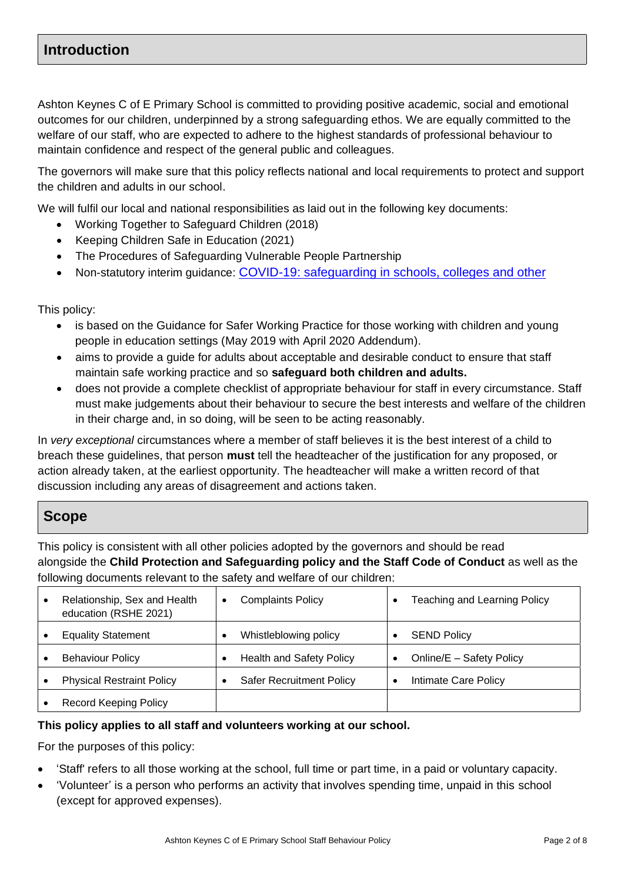## Introduction

Ashton Keynes C of E Primary School is committed to providing positive academic, social and emotional outcomes for our children, underpinned by a strong safeguarding ethos. We are equally committed to the welfare of our staff, who are expected to adhere to the highest standards of professional behaviour to maintain confidence and respect of the general public and colleagues.

The governors will make sure that this policy reflects national and local requirements to protect and support the children and adults in our school.

We will fulfil our local and national responsibilities as laid out in the following key documents:

- Working Together to Safeguard Children (2018)
- Keeping Children Safe in Education (2021)
- The Procedures of Safeguarding Vulnerable People Partnership
- Non-statutory interim guidance: [COVID-19: safeguarding in schools, colleges and other]

This policy:

- is based on the Guidance for Safer Working Practice for those working with children and young people in education settings (May 2019 with April 2020 Addendum).
- aims to provide a guide for adults about acceptable and desirable conduct to ensure that staff maintain safe working practice and so **safeguard both children and adults.**
- does not provide a complete checklist of appropriate behaviour for staff in every circumstance. Staff must make judgements about their behaviour to secure the best interests and welfare of the children in their charge and, in so doing, will be seen to be acting reasonably.

In *very exceptional* circumstances where a member of staff believes it is the best interest of a child to breach these guidelines, that person **must** tell the headteacher of the justification for any proposed, or action already taken, at the earliest opportunity. The headteacher will make a written record of that discussion including any areas of disagreement and actions taken.

## Scope

This policy is consistent with all other policies adopted by the governors and should be read alongside the **Child Protection and Safeguarding policy and the Staff Code of Conduct** as well as the following documents relevant to the safety and welfare of our children:

| | | |
|---|---|---|
| • Relationship, Sex and Health education (RSHE 2021) | • Complaints Policy | • Teaching and Learning Policy |
| • Equality Statement | • Whistleblowing policy | • SEND Policy |
| • Behaviour Policy | • Health and Safety Policy | • Online/E – Safety Policy |
| • Physical Restraint Policy | • Safer Recruitment Policy | • Intimate Care Policy |
| • Record Keeping Policy | | |

**This policy applies to all staff and volunteers working at our school.**

For the purposes of this policy:

- 'Staff' refers to all those working at the school, full time or part time, in a paid or voluntary capacity.
- 'Volunteer' is a person who performs an activity that involves spending time, unpaid in this school (except for approved expenses).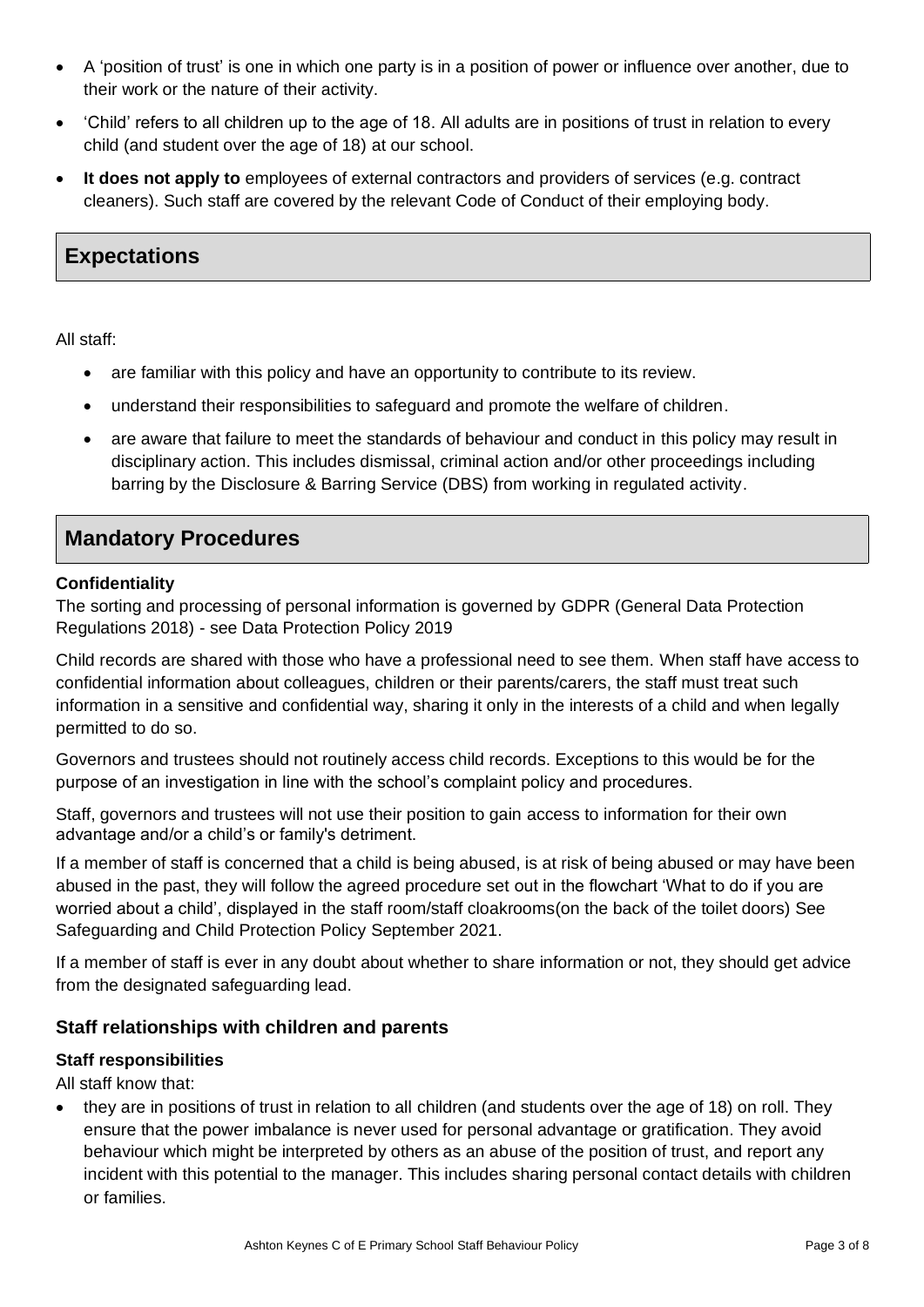- A 'position of trust' is one in which one party is in a position of power or influence over another, due to their work or the nature of their activity.
- 'Child' refers to all children up to the age of 18. All adults are in positions of trust in relation to every child (and student over the age of 18) at our school.
- **It does not apply to** employees of external contractors and providers of services (e.g. contract cleaners). Such staff are covered by the relevant Code of Conduct of their employing body.

## Expectations

All staff:

- are familiar with this policy and have an opportunity to contribute to its review.
- understand their responsibilities to safeguard and promote the welfare of children.
- are aware that failure to meet the standards of behaviour and conduct in this policy may result in disciplinary action. This includes dismissal, criminal action and/or other proceedings including barring by the Disclosure & Barring Service (DBS) from working in regulated activity.

## Mandatory Procedures

**Confidentiality**

The sorting and processing of personal information is governed by GDPR (General Data Protection Regulations 2018) - see Data Protection Policy 2019

Child records are shared with those who have a professional need to see them. When staff have access to confidential information about colleagues, children or their parents/carers, the staff must treat such information in a sensitive and confidential way, sharing it only in the interests of a child and when legally permitted to do so.

Governors and trustees should not routinely access child records. Exceptions to this would be for the purpose of an investigation in line with the school's complaint policy and procedures.

Staff, governors and trustees will not use their position to gain access to information for their own advantage and/or a child's or family's detriment.

If a member of staff is concerned that a child is being abused, is at risk of being abused or may have been abused in the past, they will follow the agreed procedure set out in the flowchart 'What to do if you are worried about a child', displayed in the staff room/staff cloakrooms(on the back of the toilet doors) See Safeguarding and Child Protection Policy September 2021.

If a member of staff is ever in any doubt about whether to share information or not, they should get advice from the designated safeguarding lead.

### Staff relationships with children and parents

**Staff responsibilities**

All staff know that:

- they are in positions of trust in relation to all children (and students over the age of 18) on roll. They ensure that the power imbalance is never used for personal advantage or gratification. They avoid behaviour which might be interpreted by others as an abuse of the position of trust, and report any incident with this potential to the manager. This includes sharing personal contact details with children or families.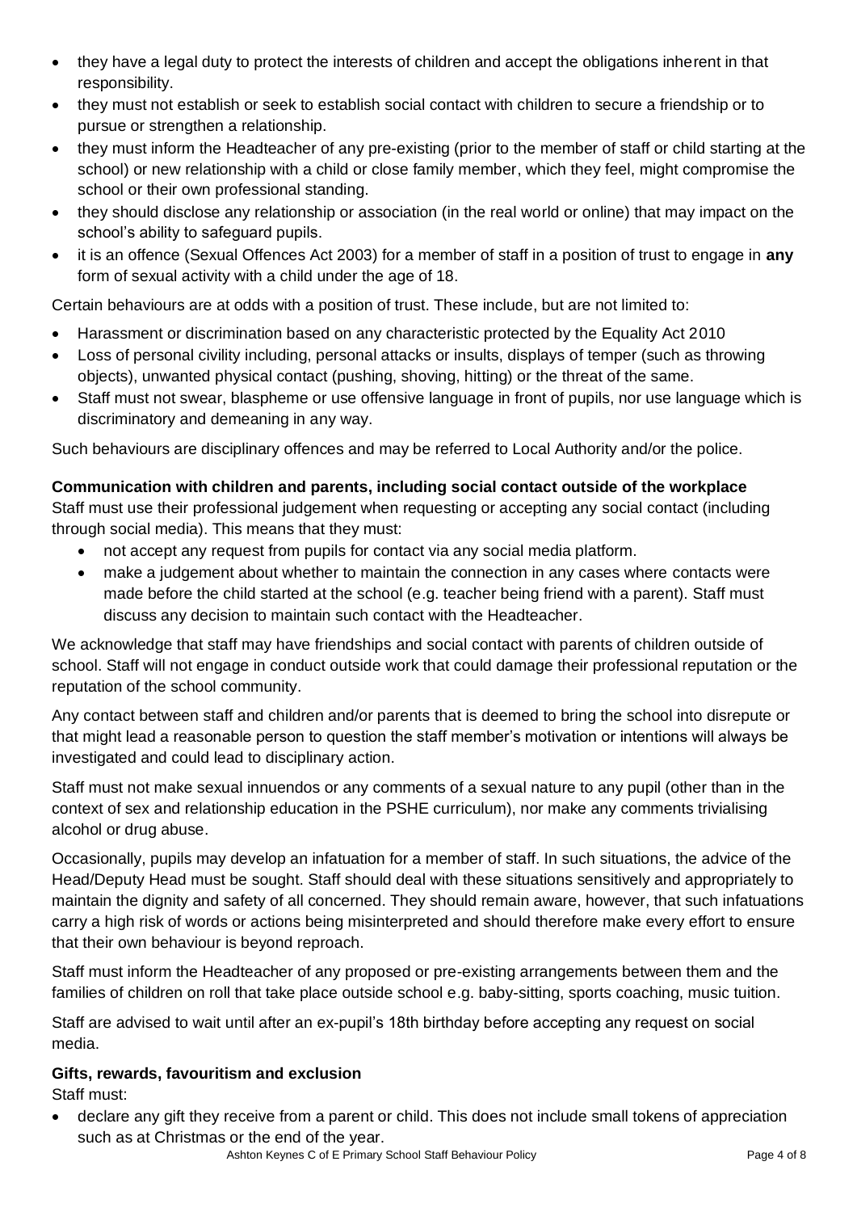- they have a legal duty to protect the interests of children and accept the obligations inherent in that responsibility.
- they must not establish or seek to establish social contact with children to secure a friendship or to pursue or strengthen a relationship.
- they must inform the Headteacher of any pre-existing (prior to the member of staff or child starting at the school) or new relationship with a child or close family member, which they feel, might compromise the school or their own professional standing.
- they should disclose any relationship or association (in the real world or online) that may impact on the school's ability to safeguard pupils.
- it is an offence (Sexual Offences Act 2003) for a member of staff in a position of trust to engage in **any** form of sexual activity with a child under the age of 18.

Certain behaviours are at odds with a position of trust. These include, but are not limited to:

- Harassment or discrimination based on any characteristic protected by the Equality Act 2010
- Loss of personal civility including, personal attacks or insults, displays of temper (such as throwing objects), unwanted physical contact (pushing, shoving, hitting) or the threat of the same.
- Staff must not swear, blaspheme or use offensive language in front of pupils, nor use language which is discriminatory and demeaning in any way.

Such behaviours are disciplinary offences and may be referred to Local Authority and/or the police.

**Communication with children and parents, including social contact outside of the workplace**

Staff must use their professional judgement when requesting or accepting any social contact (including through social media). This means that they must:

- not accept any request from pupils for contact via any social media platform.
- make a judgement about whether to maintain the connection in any cases where contacts were made before the child started at the school (e.g. teacher being friend with a parent). Staff must discuss any decision to maintain such contact with the Headteacher.

We acknowledge that staff may have friendships and social contact with parents of children outside of school. Staff will not engage in conduct outside work that could damage their professional reputation or the reputation of the school community.

Any contact between staff and children and/or parents that is deemed to bring the school into disrepute or that might lead a reasonable person to question the staff member's motivation or intentions will always be investigated and could lead to disciplinary action.

Staff must not make sexual innuendos or any comments of a sexual nature to any pupil (other than in the context of sex and relationship education in the PSHE curriculum), nor make any comments trivialising alcohol or drug abuse.

Occasionally, pupils may develop an infatuation for a member of staff. In such situations, the advice of the Head/Deputy Head must be sought. Staff should deal with these situations sensitively and appropriately to maintain the dignity and safety of all concerned. They should remain aware, however, that such infatuations carry a high risk of words or actions being misinterpreted and should therefore make every effort to ensure that their own behaviour is beyond reproach.

Staff must inform the Headteacher of any proposed or pre-existing arrangements between them and the families of children on roll that take place outside school e.g. baby-sitting, sports coaching, music tuition.

Staff are advised to wait until after an ex-pupil's 18th birthday before accepting any request on social media.

**Gifts, rewards, favouritism and exclusion**

Staff must:

- declare any gift they receive from a parent or child. This does not include small tokens of appreciation such as at Christmas or the end of the year.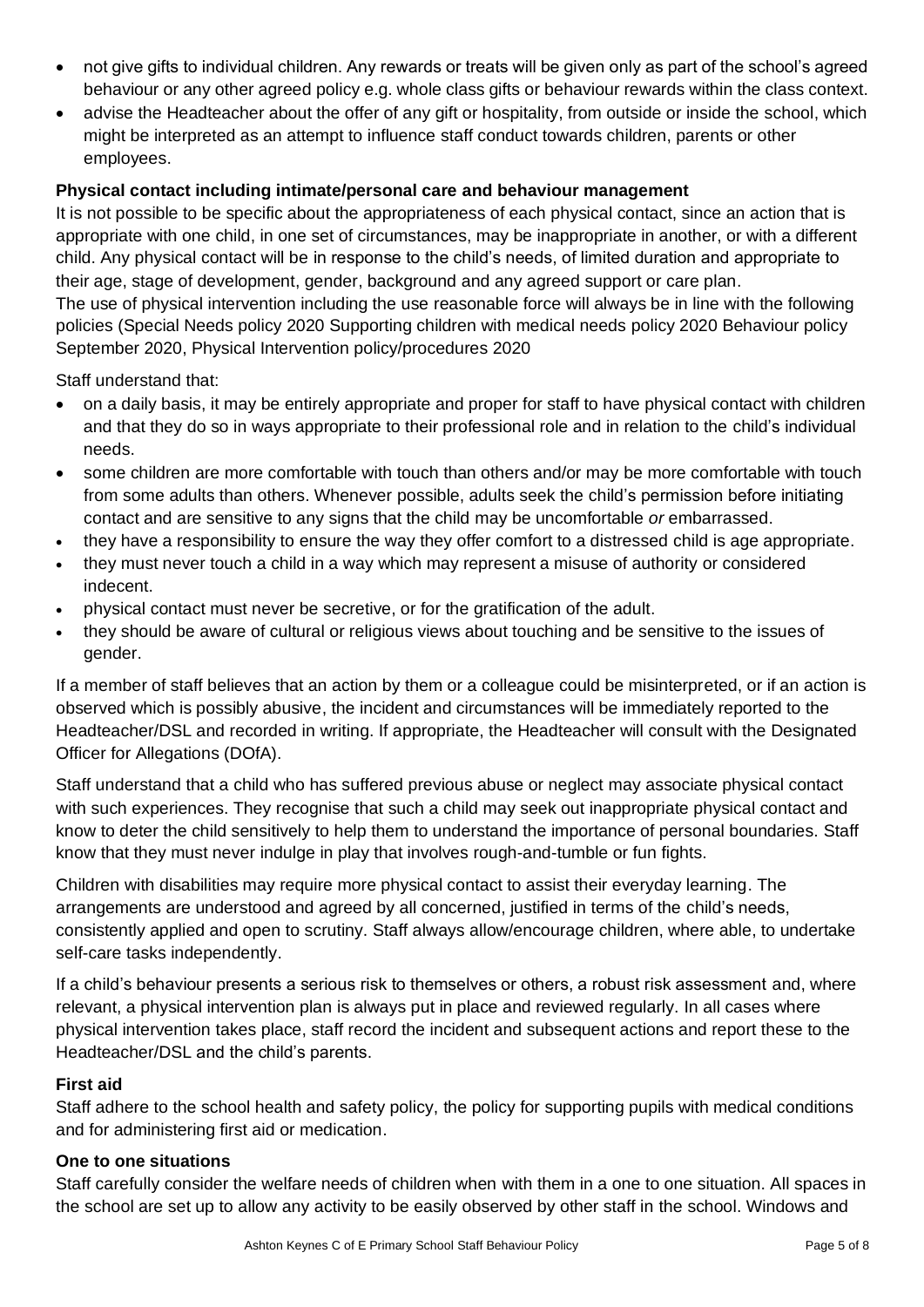- not give gifts to individual children. Any rewards or treats will be given only as part of the school's agreed behaviour or any other agreed policy e.g. whole class gifts or behaviour rewards within the class context.
- advise the Headteacher about the offer of any gift or hospitality, from outside or inside the school, which might be interpreted as an attempt to influence staff conduct towards children, parents or other employees.

**Physical contact including intimate/personal care and behaviour management**

It is not possible to be specific about the appropriateness of each physical contact, since an action that is appropriate with one child, in one set of circumstances, may be inappropriate in another, or with a different child. Any physical contact will be in response to the child's needs, of limited duration and appropriate to their age, stage of development, gender, background and any agreed support or care plan.

The use of physical intervention including the use reasonable force will always be in line with the following policies (Special Needs policy 2020 Supporting children with medical needs policy 2020 Behaviour policy September 2020, Physical Intervention policy/procedures 2020

Staff understand that:

- on a daily basis, it may be entirely appropriate and proper for staff to have physical contact with children and that they do so in ways appropriate to their professional role and in relation to the child's individual needs.
- some children are more comfortable with touch than others and/or may be more comfortable with touch from some adults than others. Whenever possible, adults seek the child's permission before initiating contact and are sensitive to any signs that the child may be uncomfortable *or* embarrassed.
- they have a responsibility to ensure the way they offer comfort to a distressed child is age appropriate.
- they must never touch a child in a way which may represent a misuse of authority or considered indecent.
- physical contact must never be secretive, or for the gratification of the adult.
- they should be aware of cultural or religious views about touching and be sensitive to the issues of gender.

If a member of staff believes that an action by them or a colleague could be misinterpreted, or if an action is observed which is possibly abusive, the incident and circumstances will be immediately reported to the Headteacher/DSL and recorded in writing. If appropriate, the Headteacher will consult with the Designated Officer for Allegations (DOfA).

Staff understand that a child who has suffered previous abuse or neglect may associate physical contact with such experiences. They recognise that such a child may seek out inappropriate physical contact and know to deter the child sensitively to help them to understand the importance of personal boundaries. Staff know that they must never indulge in play that involves rough-and-tumble or fun fights.

Children with disabilities may require more physical contact to assist their everyday learning. The arrangements are understood and agreed by all concerned, justified in terms of the child's needs, consistently applied and open to scrutiny. Staff always allow/encourage children, where able, to undertake self-care tasks independently.

If a child's behaviour presents a serious risk to themselves or others, a robust risk assessment and, where relevant, a physical intervention plan is always put in place and reviewed regularly. In all cases where physical intervention takes place, staff record the incident and subsequent actions and report these to the Headteacher/DSL and the child's parents.

**First aid**

Staff adhere to the school health and safety policy, the policy for supporting pupils with medical conditions and for administering first aid or medication.

**One to one situations**

Staff carefully consider the welfare needs of children when with them in a one to one situation. All spaces in the school are set up to allow any activity to be easily observed by other staff in the school. Windows and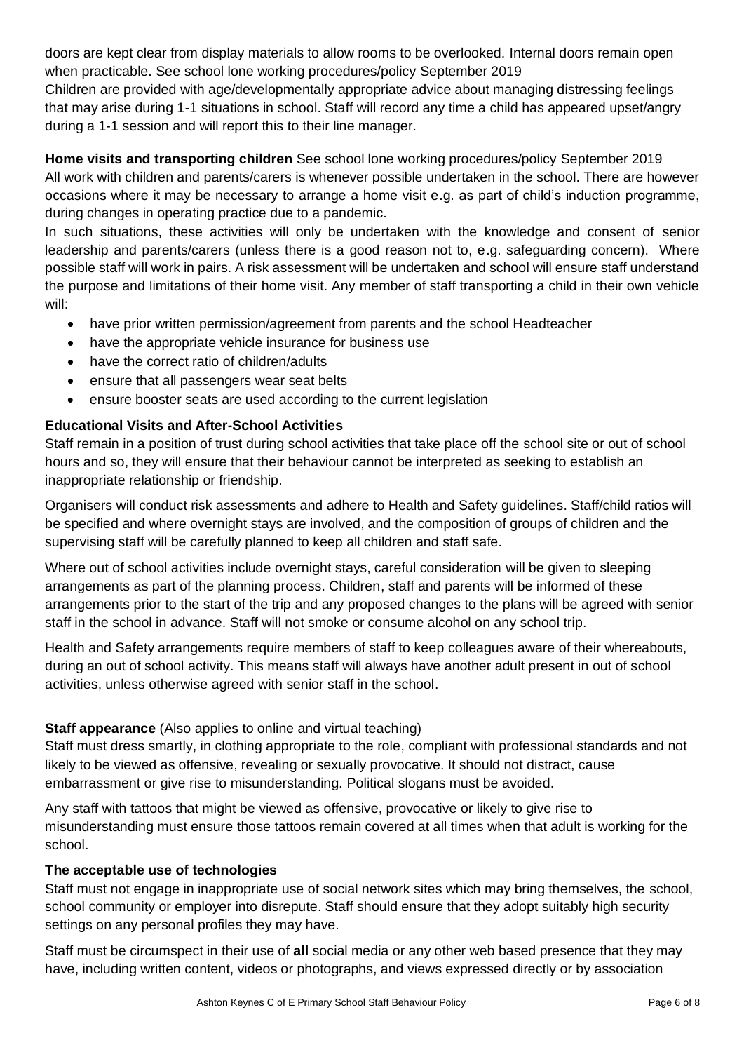doors are kept clear from display materials to allow rooms to be overlooked. Internal doors remain open when practicable. See school lone working procedures/policy September 2019
Children are provided with age/developmentally appropriate advice about managing distressing feelings that may arise during 1-1 situations in school. Staff will record any time a child has appeared upset/angry during a 1-1 session and will report this to their line manager.

**Home visits and transporting children** See school lone working procedures/policy September 2019
All work with children and parents/carers is whenever possible undertaken in the school. There are however occasions where it may be necessary to arrange a home visit e.g. as part of child's induction programme, during changes in operating practice due to a pandemic.

In such situations, these activities will only be undertaken with the knowledge and consent of senior leadership and parents/carers (unless there is a good reason not to, e.g. safeguarding concern). Where possible staff will work in pairs. A risk assessment will be undertaken and school will ensure staff understand the purpose and limitations of their home visit. Any member of staff transporting a child in their own vehicle will:

- have prior written permission/agreement from parents and the school Headteacher
- have the appropriate vehicle insurance for business use
- have the correct ratio of children/adults
- ensure that all passengers wear seat belts
- ensure booster seats are used according to the current legislation

**Educational Visits and After-School Activities**

Staff remain in a position of trust during school activities that take place off the school site or out of school hours and so, they will ensure that their behaviour cannot be interpreted as seeking to establish an inappropriate relationship or friendship.

Organisers will conduct risk assessments and adhere to Health and Safety guidelines. Staff/child ratios will be specified and where overnight stays are involved, and the composition of groups of children and the supervising staff will be carefully planned to keep all children and staff safe.

Where out of school activities include overnight stays, careful consideration will be given to sleeping arrangements as part of the planning process. Children, staff and parents will be informed of these arrangements prior to the start of the trip and any proposed changes to the plans will be agreed with senior staff in the school in advance. Staff will not smoke or consume alcohol on any school trip.

Health and Safety arrangements require members of staff to keep colleagues aware of their whereabouts, during an out of school activity. This means staff will always have another adult present in out of school activities, unless otherwise agreed with senior staff in the school.

**Staff appearance** (Also applies to online and virtual teaching)
Staff must dress smartly, in clothing appropriate to the role, compliant with professional standards and not likely to be viewed as offensive, revealing or sexually provocative. It should not distract, cause embarrassment or give rise to misunderstanding. Political slogans must be avoided.

Any staff with tattoos that might be viewed as offensive, provocative or likely to give rise to misunderstanding must ensure those tattoos remain covered at all times when that adult is working for the school.

**The acceptable use of technologies**

Staff must not engage in inappropriate use of social network sites which may bring themselves, the school, school community or employer into disrepute. Staff should ensure that they adopt suitably high security settings on any personal profiles they may have.

Staff must be circumspect in their use of **all** social media or any other web based presence that they may have, including written content, videos or photographs, and views expressed directly or by association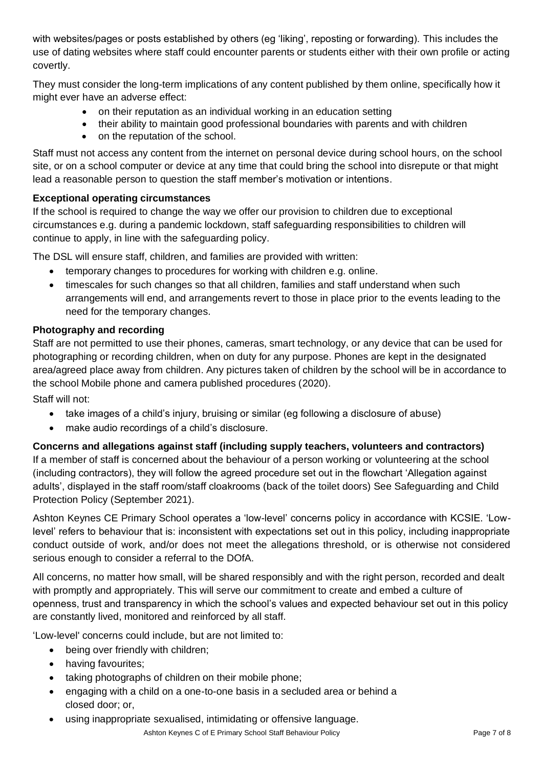with websites/pages or posts established by others (eg 'liking', reposting or forwarding). This includes the use of dating websites where staff could encounter parents or students either with their own profile or acting covertly.

They must consider the long-term implications of any content published by them online, specifically how it might ever have an adverse effect:

- on their reputation as an individual working in an education setting
- their ability to maintain good professional boundaries with parents and with children
- on the reputation of the school.

Staff must not access any content from the internet on personal device during school hours, on the school site, or on a school computer or device at any time that could bring the school into disrepute or that might lead a reasonable person to question the staff member's motivation or intentions.

**Exceptional operating circumstances**

If the school is required to change the way we offer our provision to children due to exceptional circumstances e.g. during a pandemic lockdown, staff safeguarding responsibilities to children will continue to apply, in line with the safeguarding policy.

The DSL will ensure staff, children, and families are provided with written:

- temporary changes to procedures for working with children e.g. online.
- timescales for such changes so that all children, families and staff understand when such arrangements will end, and arrangements revert to those in place prior to the events leading to the need for the temporary changes.

**Photography and recording**

Staff are not permitted to use their phones, cameras, smart technology, or any device that can be used for photographing or recording children, when on duty for any purpose. Phones are kept in the designated area/agreed place away from children. Any pictures taken of children by the school will be in accordance to the school Mobile phone and camera published procedures (2020).

Staff will not:

- take images of a child's injury, bruising or similar (eg following a disclosure of abuse)
- make audio recordings of a child's disclosure.

**Concerns and allegations against staff (including supply teachers, volunteers and contractors)**

If a member of staff is concerned about the behaviour of a person working or volunteering at the school (including contractors), they will follow the agreed procedure set out in the flowchart 'Allegation against adults', displayed in the staff room/staff cloakrooms (back of the toilet doors) See Safeguarding and Child Protection Policy (September 2021).

Ashton Keynes CE Primary School operates a 'low-level' concerns policy in accordance with KCSIE. 'Low-level' refers to behaviour that is: inconsistent with expectations set out in this policy, including inappropriate conduct outside of work, and/or does not meet the allegations threshold, or is otherwise not considered serious enough to consider a referral to the DOfA.

All concerns, no matter how small, will be shared responsibly and with the right person, recorded and dealt with promptly and appropriately. This will serve our commitment to create and embed a culture of openness, trust and transparency in which the school's values and expected behaviour set out in this policy are constantly lived, monitored and reinforced by all staff.

'Low-level' concerns could include, but are not limited to:

- being over friendly with children;
- having favourites;
- taking photographs of children on their mobile phone;
- engaging with a child on a one-to-one basis in a secluded area or behind a closed door; or,
- using inappropriate sexualised, intimidating or offensive language.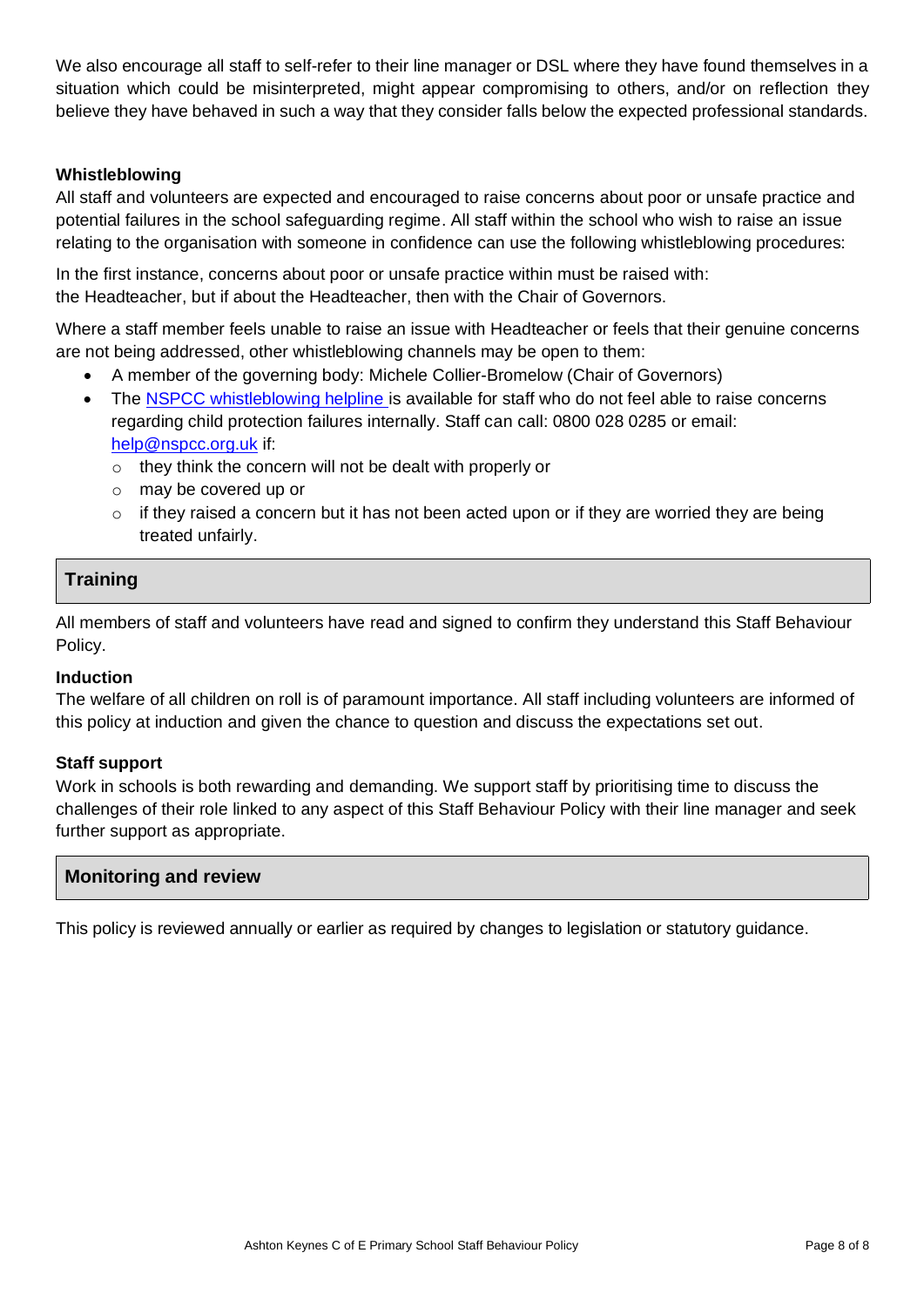We also encourage all staff to self-refer to their line manager or DSL where they have found themselves in a situation which could be misinterpreted, might appear compromising to others, and/or on reflection they believe they have behaved in such a way that they consider falls below the expected professional standards.

### Whistleblowing

All staff and volunteers are expected and encouraged to raise concerns about poor or unsafe practice and potential failures in the school safeguarding regime. All staff within the school who wish to raise an issue relating to the organisation with someone in confidence can use the following whistleblowing procedures:

In the first instance, concerns about poor or unsafe practice within must be raised with:
the Headteacher, but if about the Headteacher, then with the Chair of Governors.

Where a staff member feels unable to raise an issue with Headteacher or feels that their genuine concerns are not being addressed, other whistleblowing channels may be open to them:

- A member of the governing body: Michele Collier-Bromelow (Chair of Governors)
- The [NSPCC whistleblowing helpline](#) is available for staff who do not feel able to raise concerns regarding child protection failures internally. Staff can call: 0800 028 0285 or email: [help@nspcc.org.uk](mailto:help@nspcc.org.uk) if:
  - they think the concern will not be dealt with properly or
  - may be covered up or
  - if they raised a concern but it has not been acted upon or if they are worried they are being treated unfairly.

## Training

All members of staff and volunteers have read and signed to confirm they understand this Staff Behaviour Policy.

### Induction

The welfare of all children on roll is of paramount importance. All staff including volunteers are informed of this policy at induction and given the chance to question and discuss the expectations set out.

### Staff support

Work in schools is both rewarding and demanding. We support staff by prioritising time to discuss the challenges of their role linked to any aspect of this Staff Behaviour Policy with their line manager and seek further support as appropriate.

## Monitoring and review

This policy is reviewed annually or earlier as required by changes to legislation or statutory guidance.